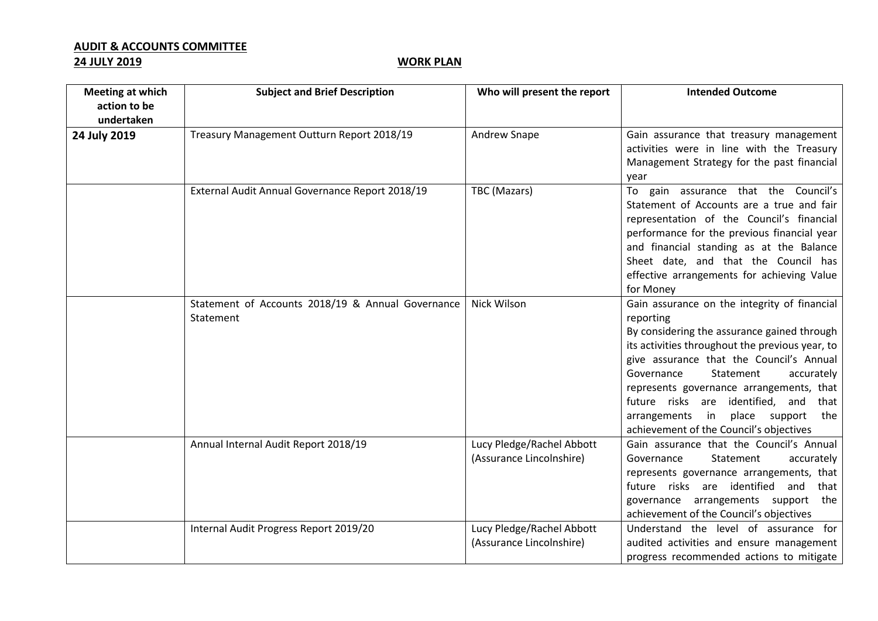**AUDIT & ACCOUNTS COMMITTEE**

**24 JULY 2019** **WORK PLAN**

| Meeting at which action to be undertaken | Subject and Brief Description | Who will present the report | Intended Outcome |
|---|---|---|---|
| **24 July 2019** | Treasury Management Outturn Report 2018/19 | Andrew Snape | Gain assurance that treasury management activities were in line with the Treasury Management Strategy for the past financial year |
| | External Audit Annual Governance Report 2018/19 | TBC (Mazars) | To gain assurance that the Council's Statement of Accounts are a true and fair representation of the Council's financial performance for the previous financial year and financial standing as at the Balance Sheet date, and that the Council has effective arrangements for achieving Value for Money |
| | Statement of Accounts 2018/19 & Annual Governance Statement | Nick Wilson | Gain assurance on the integrity of financial reporting<br>By considering the assurance gained through its activities throughout the previous year, to give assurance that the Council's Annual Governance Statement accurately represents governance arrangements, that future risks are identified, and that arrangements in place support the achievement of the Council's objectives |
| | Annual Internal Audit Report 2018/19 | Lucy Pledge/Rachel Abbott (Assurance Lincolnshire) | Gain assurance that the Council's Annual Governance Statement accurately represents governance arrangements, that future risks are identified and that governance arrangements support the achievement of the Council's objectives |
| | Internal Audit Progress Report 2019/20 | Lucy Pledge/Rachel Abbott (Assurance Lincolnshire) | Understand the level of assurance for audited activities and ensure management progress recommended actions to mitigate |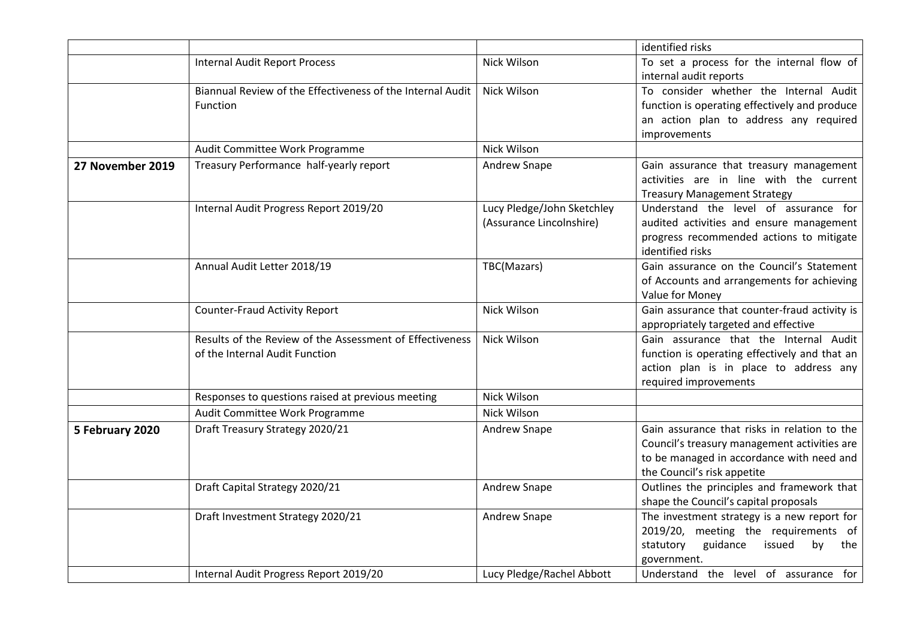| | | | identified risks |
|---|---|---|---|
| | Internal Audit Report Process | Nick Wilson | To set a process for the internal flow of internal audit reports |
| | Biannual Review of the Effectiveness of the Internal Audit Function | Nick Wilson | To consider whether the Internal Audit function is operating effectively and produce an action plan to address any required improvements |
| | Audit Committee Work Programme | Nick Wilson | |
| **27 November 2019** | Treasury Performance half-yearly report | Andrew Snape | Gain assurance that treasury management activities are in line with the current Treasury Management Strategy |
| | Internal Audit Progress Report 2019/20 | Lucy Pledge/John Sketchley (Assurance Lincolnshire) | Understand the level of assurance for audited activities and ensure management progress recommended actions to mitigate identified risks |
| | Annual Audit Letter 2018/19 | TBC(Mazars) | Gain assurance on the Council's Statement of Accounts and arrangements for achieving Value for Money |
| | Counter-Fraud Activity Report | Nick Wilson | Gain assurance that counter-fraud activity is appropriately targeted and effective |
| | Results of the Review of the Assessment of Effectiveness of the Internal Audit Function | Nick Wilson | Gain assurance that the Internal Audit function is operating effectively and that an action plan is in place to address any required improvements |
| | Responses to questions raised at previous meeting | Nick Wilson | |
| | Audit Committee Work Programme | Nick Wilson | |
| **5 February 2020** | Draft Treasury Strategy 2020/21 | Andrew Snape | Gain assurance that risks in relation to the Council's treasury management activities are to be managed in accordance with need and the Council's risk appetite |
| | Draft Capital Strategy 2020/21 | Andrew Snape | Outlines the principles and framework that shape the Council's capital proposals |
| | Draft Investment Strategy 2020/21 | Andrew Snape | The investment strategy is a new report for 2019/20, meeting the requirements of statutory guidance issued by the government. |
| | Internal Audit Progress Report 2019/20 | Lucy Pledge/Rachel Abbott | Understand the level of assurance for |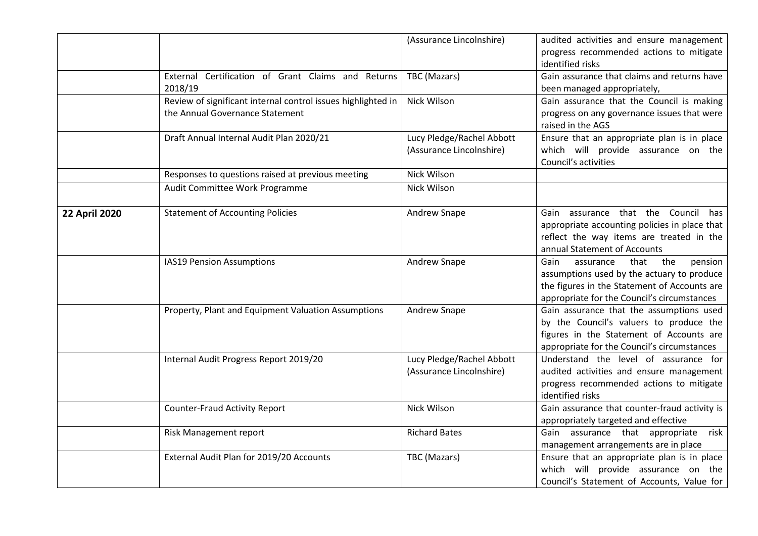| | | | |
|---|---|---|---|
| | | (Assurance Lincolnshire) | audited activities and ensure management progress recommended actions to mitigate identified risks |
| | External Certification of Grant Claims and Returns 2018/19 | TBC (Mazars) | Gain assurance that claims and returns have been managed appropriately, |
| | Review of significant internal control issues highlighted in the Annual Governance Statement | Nick Wilson | Gain assurance that the Council is making progress on any governance issues that were raised in the AGS |
| | Draft Annual Internal Audit Plan 2020/21 | Lucy Pledge/Rachel Abbott (Assurance Lincolnshire) | Ensure that an appropriate plan is in place which will provide assurance on the Council's activities |
| | Responses to questions raised at previous meeting | Nick Wilson | |
| | Audit Committee Work Programme | Nick Wilson | |
| **22 April 2020** | Statement of Accounting Policies | Andrew Snape | Gain assurance that the Council has appropriate accounting policies in place that reflect the way items are treated in the annual Statement of Accounts |
| | IAS19 Pension Assumptions | Andrew Snape | Gain assurance that the pension assumptions used by the actuary to produce the figures in the Statement of Accounts are appropriate for the Council's circumstances |
| | Property, Plant and Equipment Valuation Assumptions | Andrew Snape | Gain assurance that the assumptions used by the Council's valuers to produce the figures in the Statement of Accounts are appropriate for the Council's circumstances |
| | Internal Audit Progress Report 2019/20 | Lucy Pledge/Rachel Abbott (Assurance Lincolnshire) | Understand the level of assurance for audited activities and ensure management progress recommended actions to mitigate identified risks |
| | Counter-Fraud Activity Report | Nick Wilson | Gain assurance that counter-fraud activity is appropriately targeted and effective |
| | Risk Management report | Richard Bates | Gain assurance that appropriate risk management arrangements are in place |
| | External Audit Plan for 2019/20 Accounts | TBC (Mazars) | Ensure that an appropriate plan is in place which will provide assurance on the Council's Statement of Accounts, Value for |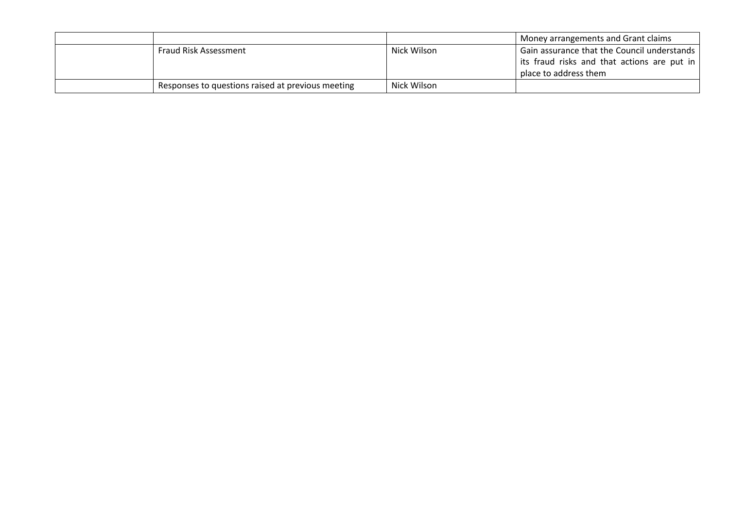| | | | |
|---|---|---|---|
| | | | Money arrangements and Grant claims |
| | Fraud Risk Assessment | Nick Wilson | Gain assurance that the Council understands its fraud risks and that actions are put in place to address them |
| | Responses to questions raised at previous meeting | Nick Wilson | |